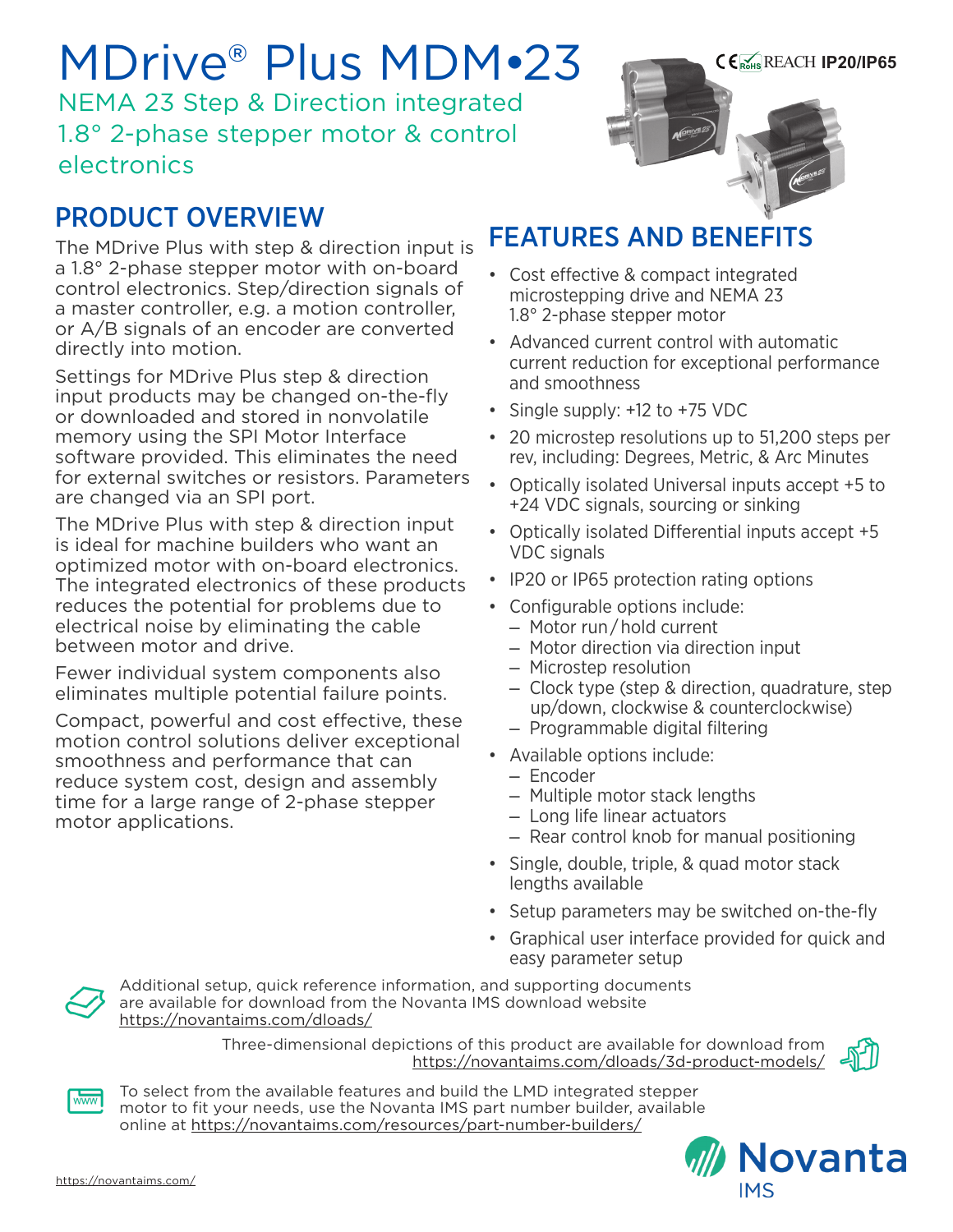# MDrive® Plus MDM•23

## NEMA 23 Step & Direction integrated 1.8° 2-phase stepper motor & control electronics

CE RoHS REACH **IP20/IP65**

## PRODUCT OVERVIEW

The MDrive Plus with step & direction input is a 1.8° 2-phase stepper motor with on-board control electronics. Step/direction signals of a master controller, e.g. a motion controller, or A/B signals of an encoder are converted directly into motion.

Settings for MDrive Plus step & direction input products may be changed on-the-fly or downloaded and stored in nonvolatile memory using the SPI Motor Interface software provided. This eliminates the need for external switches or resistors. Parameters are changed via an SPI port.

The MDrive Plus with step & direction input is ideal for machine builders who want an optimized motor with on-board electronics. The integrated electronics of these products reduces the potential for problems due to electrical noise by eliminating the cable between motor and drive.

Fewer individual system components also eliminates multiple potential failure points.

Compact, powerful and cost effective, these motion control solutions deliver exceptional smoothness and performance that can reduce system cost, design and assembly time for a large range of 2-phase stepper motor applications.

## FEATURES AND BENEFITS

- Cost effective & compact integrated microstepping drive and NEMA 23 1.8° 2-phase stepper motor
- Advanced current control with automatic current reduction for exceptional performance and smoothness
- Single supply: +12 to +75 VDC
- 20 microstep resolutions up to 51,200 steps per rev, including: Degrees, Metric, & Arc Minutes
- Optically isolated Universal inputs accept +5 to +24 VDC signals, sourcing or sinking
- Optically isolated Differential inputs accept +5 VDC signals
- IP20 or IP65 protection rating options
- Configurable options include:
  - Motor run / hold current
  - Motor direction via direction input
  - Microstep resolution
  - Clock type (step & direction, quadrature, step up/down, clockwise & counterclockwise)
  - Programmable digital filtering
- Available options include:
  - Encoder
  - Multiple motor stack lengths
  - Long life linear actuators
  - Rear control knob for manual positioning
- Single, double, triple, & quad motor stack lengths available
- Setup parameters may be switched on-the-fly
- Graphical user interface provided for quick and easy parameter setup

Additional setup, quick reference information, and supporting documents are available for download from the Novanta IMS download website https://novantaims.com/dloads/

Three-dimensional depictions of this product are available for download from https://novantaims.com/dloads/3d-product-models/

To select from the available features and build the LMD integrated stepper motor to fit your needs, use the Novanta IMS part number builder, available online at https://novantaims.com/resources/part-number-builders/

https://novantaims.com/

Novanta IMS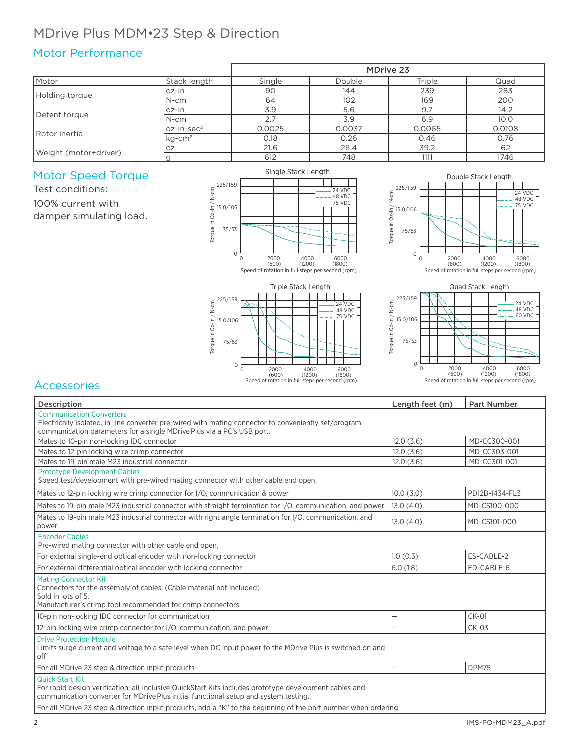# MDrive Plus MDM•23 Step & Direction

## Motor Performance

| | | MDrive 23 | | | |
|---|---|---|---|---|---|
| Motor | Stack length | Single | Double | Triple | Quad |
| Holding torque | oz-in | 90 | 144 | 239 | 283 |
| | N-cm | 64 | 102 | 169 | 200 |
| Detent torque | oz-in | 3.9 | 5.6 | 9.7 | 14.2 |
| | N-cm | 2.7 | 3.9 | 6.9 | 10.0 |
| Rotor inertia | oz-in-sec$^2$ | 0.0025 | 0.0037 | 0.0065 | 0.0108 |
| | kg-cm$^2$ | 0.18 | 0.26 | 0.46 | 0.76 |
| Weight (motor+driver) | oz | 21.6 | 26.4 | 39.2 | 62 |
| | g | 612 | 748 | 1111 | 1746 |

## Motor Speed Torque

Test conditions:

100% current with damper simulating load.

Single Stack Length

Torque in Oz-In / N-cm
225/159
15 0/106
75/53
0
0
2000 (600)
4000 (1200)
6000 (1800)
Speed of rotation in full steps per second (rpm)
24 VDC
48 VDC
75 VDC

Double Stack Length

Torque in Oz-In / N-cm
225/159
15 0/106
75/53
0
0
2000 (600)
4000 (1200)
6000 (1800)
Speed of rotation in full steps per second (rpm)
24 VDC
48 VDC
75 VDC

Triple Stack Length

Torque in Oz-In / N-cm
225/159
15 0/106
75/53
0
0
2000 (600)
4000 (1200)
6000 (1800)
Speed of rotation in full steps per second (rpm)
24 VDC
48 VDC
75 VDC

Quad Stack Length

Torque in Oz-In / N-cm
225/159
15 0/106
75/53
0
0
2000 (600)
4000 (1200)
6000 (1800)
Speed of rotation in full steps per second (rpm)
24 VDC
48 VDC
60 VDC

## Accessories

| Description | Length feet (m) | Part Number |
|---|---|---|
| Communication Converters<br>Electrically isolated, in-line converter pre-wired with mating connector to conveniently set/program communication parameters for a single MDrive Plus via a PC's USB port. | | |
| Mates to 10-pin non-locking IDC connector | 12.0 (3.6) | MD-CC300-001 |
| Mates to 12-pin locking wire crimp connector | 12.0 (3.6) | MD-CC303-001 |
| Mates to 19-pin male M23 industrial connector | 12.0 (3.6) | MD-CC301-001 |
| Prototype Development Cables<br>Speed test/development with pre-wired mating connector with other cable end open. | | |
| Mates to 12-pin locking wire crimp connector for I/O, communication & power | 10.0 (3.0) | PD12B-1434-FL3 |
| Mates to 19-pin male M23 industrial connector with straight termination for I/O, communication, and power | 13.0 (4.0) | MD-CS100-000 |
| Mates to 19-pin male M23 industrial connector with right angle termination for I/O, communication, and power | 13.0 (4.0) | MD-CS101-000 |
| Encoder Cables<br>Pre-wired mating connector with other cable end open. | | |
| For external single-end optical encoder with non-locking connector | 1.0 (0.3) | ES-CABLE-2 |
| For external differential optical encoder with locking connector | 6.0 (1.8) | ED-CABLE-6 |
| Mating Connector Kit<br>Connectors for the assembly of cables. (Cable material not included).<br>Sold in lots of 5.<br>Manufacturer's crimp tool recommended for crimp connectors | | |
| 10-pin non-locking IDC connector for communication | — | CK-01 |
| 12-pin locking wire crimp connector for I/O, communication, and power | — | CK-03 |
| Drive Protection Module<br>Limits surge current and voltage to a safe level when DC input power to the MDrive Plus is switched on and off | | |
| For all MDrive 23 step & direction input products | — | DPM75 |
| Quick Start Kit<br>For rapid design verification, all-inclusive QuickStart Kits includes prototype development cables and communication converter for MDrive Plus initial functional setup and system testing. | | |
| For all MDrive 23 step & direction input products, add a "K" to the beginning of the part number when ordering | | |